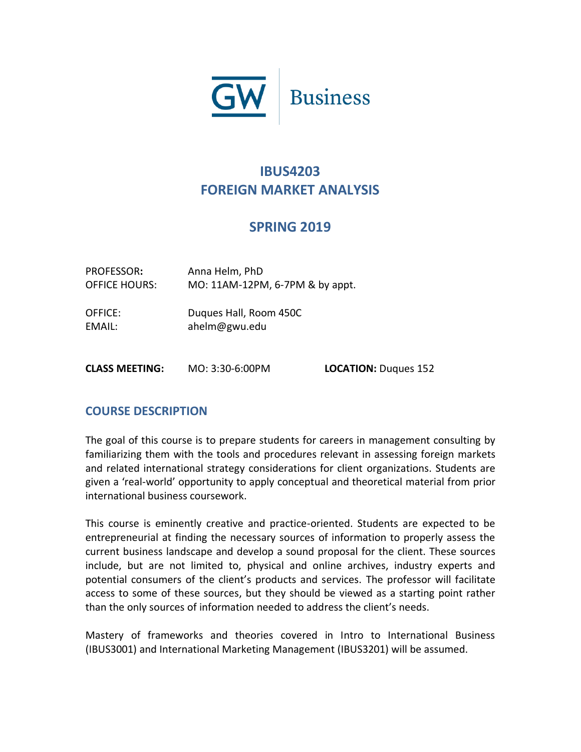GW | Business

# IBUS4203
# FOREIGN MARKET ANALYSIS

## SPRING 2019

PROFESSOR: Anna Helm, PhD
OFFICE HOURS: MO: 11AM-12PM, 6-7PM & by appt.

OFFICE: Duques Hall, Room 450C
EMAIL: ahelm@gwu.edu

**CLASS MEETING:** MO: 3:30-6:00PM **LOCATION:** Duques 152

## COURSE DESCRIPTION

The goal of this course is to prepare students for careers in management consulting by familiarizing them with the tools and procedures relevant in assessing foreign markets and related international strategy considerations for client organizations. Students are given a 'real-world' opportunity to apply conceptual and theoretical material from prior international business coursework.

This course is eminently creative and practice-oriented. Students are expected to be entrepreneurial at finding the necessary sources of information to properly assess the current business landscape and develop a sound proposal for the client. These sources include, but are not limited to, physical and online archives, industry experts and potential consumers of the client's products and services. The professor will facilitate access to some of these sources, but they should be viewed as a starting point rather than the only sources of information needed to address the client's needs.

Mastery of frameworks and theories covered in Intro to International Business (IBUS3001) and International Marketing Management (IBUS3201) will be assumed.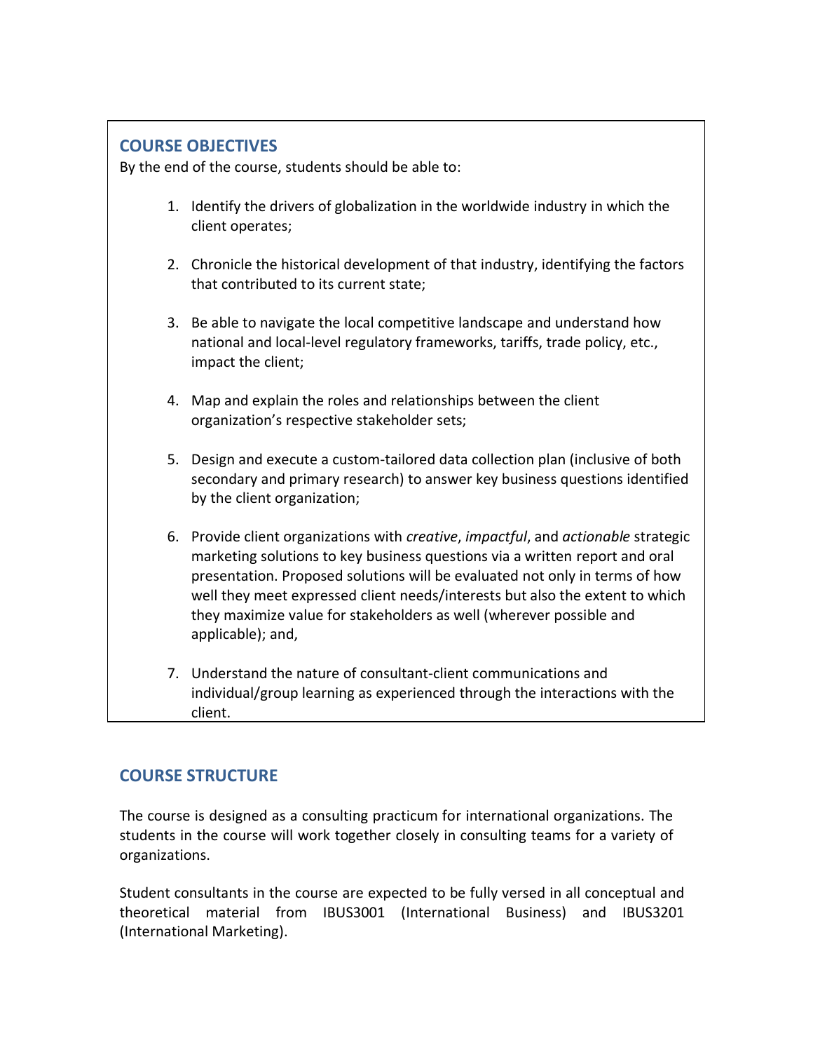## COURSE OBJECTIVES

By the end of the course, students should be able to:

1. Identify the drivers of globalization in the worldwide industry in which the client operates;

2. Chronicle the historical development of that industry, identifying the factors that contributed to its current state;

3. Be able to navigate the local competitive landscape and understand how national and local-level regulatory frameworks, tariffs, trade policy, etc., impact the client;

4. Map and explain the roles and relationships between the client organization's respective stakeholder sets;

5. Design and execute a custom-tailored data collection plan (inclusive of both secondary and primary research) to answer key business questions identified by the client organization;

6. Provide client organizations with *creative*, *impactful*, and *actionable* strategic marketing solutions to key business questions via a written report and oral presentation. Proposed solutions will be evaluated not only in terms of how well they meet expressed client needs/interests but also the extent to which they maximize value for stakeholders as well (wherever possible and applicable); and,

7. Understand the nature of consultant-client communications and individual/group learning as experienced through the interactions with the client.

## COURSE STRUCTURE

The course is designed as a consulting practicum for international organizations. The students in the course will work together closely in consulting teams for a variety of organizations.

Student consultants in the course are expected to be fully versed in all conceptual and theoretical material from IBUS3001 (International Business) and IBUS3201 (International Marketing).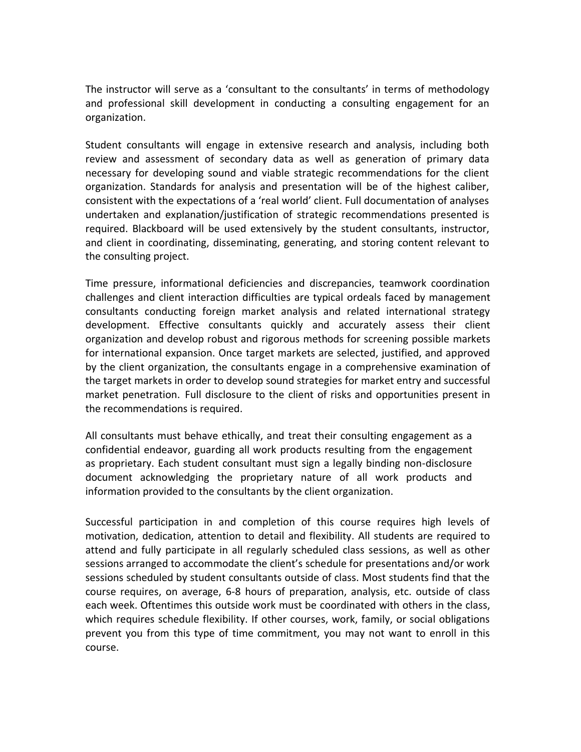The instructor will serve as a 'consultant to the consultants' in terms of methodology and professional skill development in conducting a consulting engagement for an organization.

Student consultants will engage in extensive research and analysis, including both review and assessment of secondary data as well as generation of primary data necessary for developing sound and viable strategic recommendations for the client organization. Standards for analysis and presentation will be of the highest caliber, consistent with the expectations of a 'real world' client. Full documentation of analyses undertaken and explanation/justification of strategic recommendations presented is required. Blackboard will be used extensively by the student consultants, instructor, and client in coordinating, disseminating, generating, and storing content relevant to the consulting project.

Time pressure, informational deficiencies and discrepancies, teamwork coordination challenges and client interaction difficulties are typical ordeals faced by management consultants conducting foreign market analysis and related international strategy development. Effective consultants quickly and accurately assess their client organization and develop robust and rigorous methods for screening possible markets for international expansion. Once target markets are selected, justified, and approved by the client organization, the consultants engage in a comprehensive examination of the target markets in order to develop sound strategies for market entry and successful market penetration. Full disclosure to the client of risks and opportunities present in the recommendations is required.

All consultants must behave ethically, and treat their consulting engagement as a confidential endeavor, guarding all work products resulting from the engagement as proprietary. Each student consultant must sign a legally binding non-disclosure document acknowledging the proprietary nature of all work products and information provided to the consultants by the client organization.

Successful participation in and completion of this course requires high levels of motivation, dedication, attention to detail and flexibility. All students are required to attend and fully participate in all regularly scheduled class sessions, as well as other sessions arranged to accommodate the client's schedule for presentations and/or work sessions scheduled by student consultants outside of class. Most students find that the course requires, on average, 6-8 hours of preparation, analysis, etc. outside of class each week. Oftentimes this outside work must be coordinated with others in the class, which requires schedule flexibility. If other courses, work, family, or social obligations prevent you from this type of time commitment, you may not want to enroll in this course.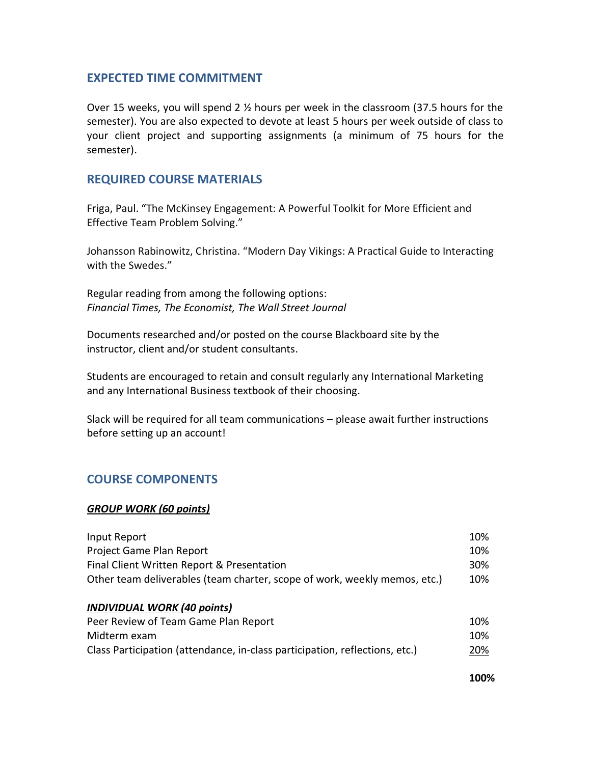## EXPECTED TIME COMMITMENT

Over 15 weeks, you will spend 2 ½ hours per week in the classroom (37.5 hours for the semester). You are also expected to devote at least 5 hours per week outside of class to your client project and supporting assignments (a minimum of 75 hours for the semester).

## REQUIRED COURSE MATERIALS

Friga, Paul. "The McKinsey Engagement: A Powerful Toolkit for More Efficient and Effective Team Problem Solving."

Johansson Rabinowitz, Christina. "Modern Day Vikings: A Practical Guide to Interacting with the Swedes."

Regular reading from among the following options:
*Financial Times, The Economist, The Wall Street Journal*

Documents researched and/or posted on the course Blackboard site by the instructor, client and/or student consultants.

Students are encouraged to retain and consult regularly any International Marketing and any International Business textbook of their choosing.

Slack will be required for all team communications – please await further instructions before setting up an account!

## COURSE COMPONENTS

***GROUP WORK (60 points)***

| | |
|---|---|
| Input Report | 10% |
| Project Game Plan Report | 10% |
| Final Client Written Report & Presentation | 30% |
| Other team deliverables (team charter, scope of work, weekly memos, etc.) | 10% |

***INDIVIDUAL WORK (40 points)***

| | |
|---|---|
| Peer Review of Team Game Plan Report | 10% |
| Midterm exam | 10% |
| Class Participation (attendance, in-class participation, reflections, etc.) | 20% |
| | **100%** |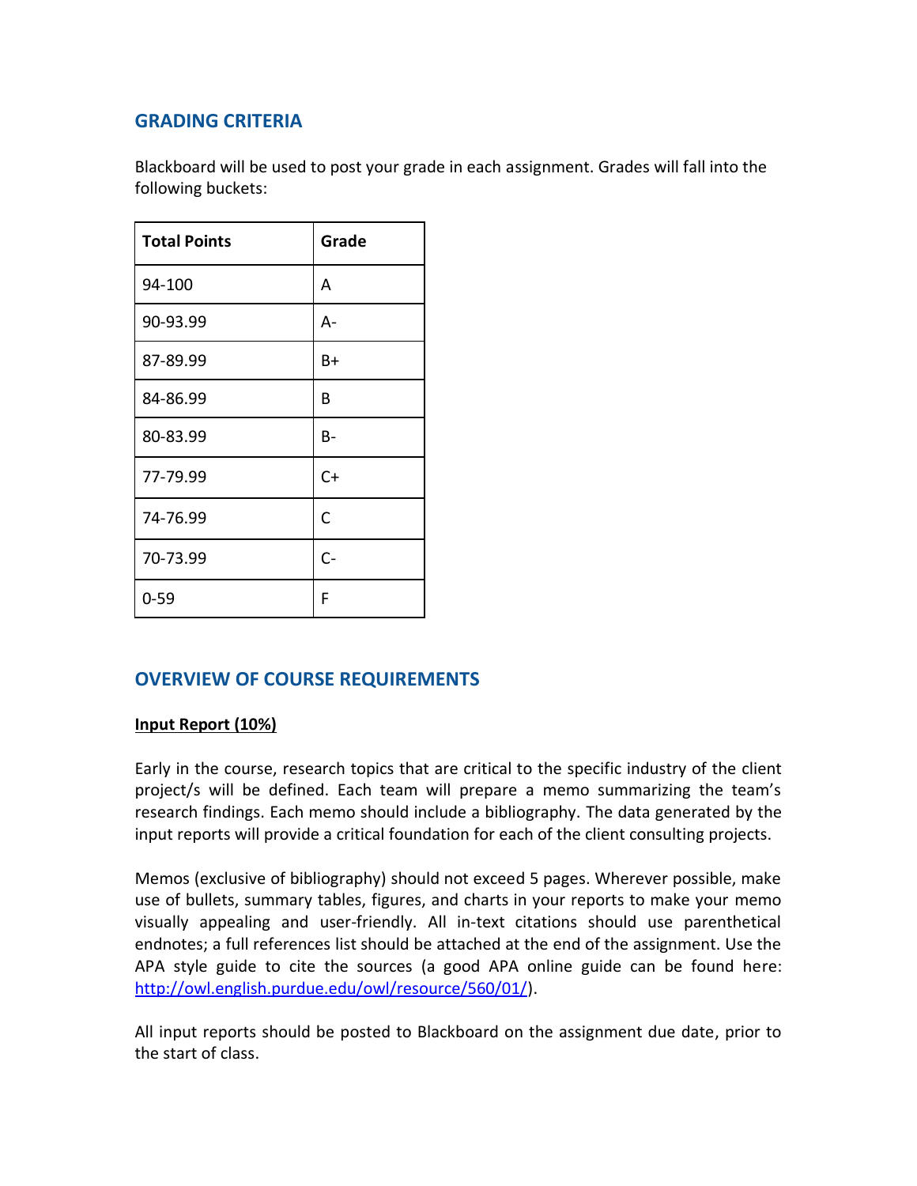## GRADING CRITERIA

Blackboard will be used to post your grade in each assignment. Grades will fall into the following buckets:

| Total Points | Grade |
| --- | --- |
| 94-100 | A |
| 90-93.99 | A- |
| 87-89.99 | B+ |
| 84-86.99 | B |
| 80-83.99 | B- |
| 77-79.99 | C+ |
| 74-76.99 | C |
| 70-73.99 | C- |
| 0-59 | F |

## OVERVIEW OF COURSE REQUIREMENTS

**Input Report (10%)**

Early in the course, research topics that are critical to the specific industry of the client project/s will be defined. Each team will prepare a memo summarizing the team's research findings. Each memo should include a bibliography. The data generated by the input reports will provide a critical foundation for each of the client consulting projects.

Memos (exclusive of bibliography) should not exceed 5 pages. Wherever possible, make use of bullets, summary tables, figures, and charts in your reports to make your memo visually appealing and user-friendly. All in-text citations should use parenthetical endnotes; a full references list should be attached at the end of the assignment. Use the APA style guide to cite the sources (a good APA online guide can be found here: http://owl.english.purdue.edu/owl/resource/560/01/).

All input reports should be posted to Blackboard on the assignment due date, prior to the start of class.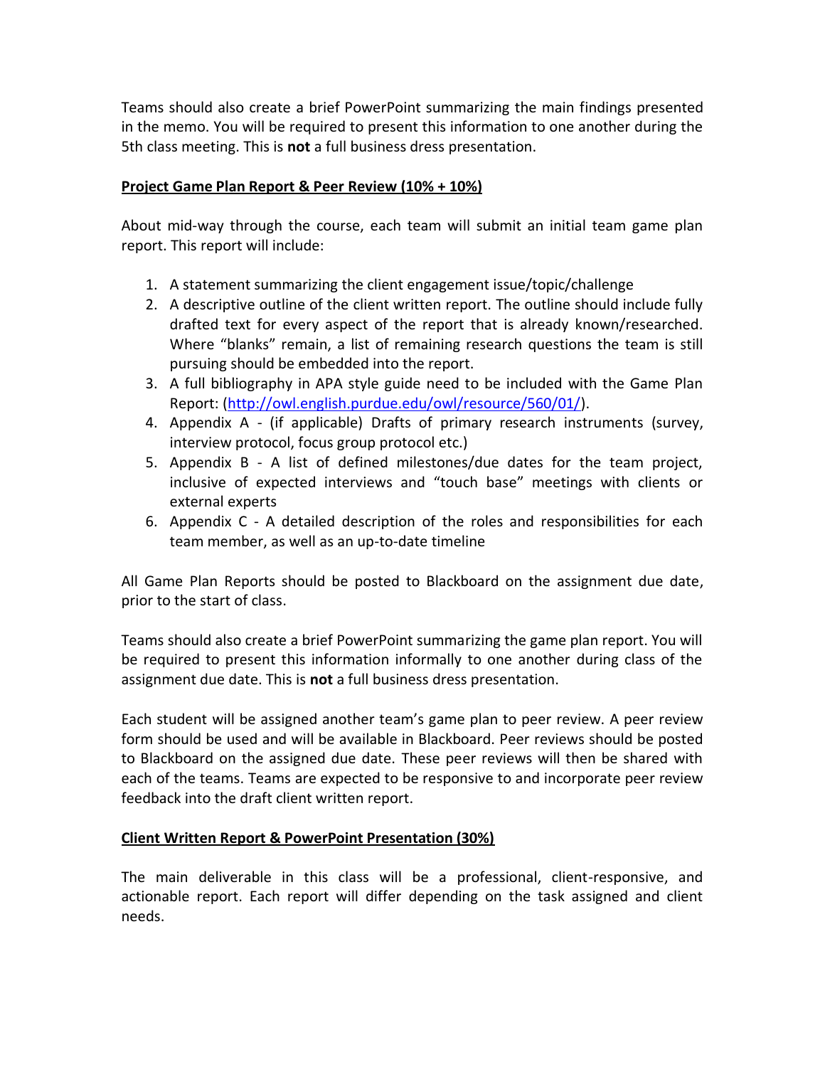Teams should also create a brief PowerPoint summarizing the main findings presented in the memo. You will be required to present this information to one another during the 5th class meeting. This is **not** a full business dress presentation.

**Project Game Plan Report & Peer Review (10% + 10%)**

About mid-way through the course, each team will submit an initial team game plan report. This report will include:

1. A statement summarizing the client engagement issue/topic/challenge
2. A descriptive outline of the client written report. The outline should include fully drafted text for every aspect of the report that is already known/researched. Where "blanks" remain, a list of remaining research questions the team is still pursuing should be embedded into the report.
3. A full bibliography in APA style guide need to be included with the Game Plan Report: (http://owl.english.purdue.edu/owl/resource/560/01/).
4. Appendix A - (if applicable) Drafts of primary research instruments (survey, interview protocol, focus group protocol etc.)
5. Appendix B - A list of defined milestones/due dates for the team project, inclusive of expected interviews and "touch base" meetings with clients or external experts
6. Appendix C - A detailed description of the roles and responsibilities for each team member, as well as an up-to-date timeline

All Game Plan Reports should be posted to Blackboard on the assignment due date, prior to the start of class.

Teams should also create a brief PowerPoint summarizing the game plan report. You will be required to present this information informally to one another during class of the assignment due date. This is **not** a full business dress presentation.

Each student will be assigned another team's game plan to peer review. A peer review form should be used and will be available in Blackboard. Peer reviews should be posted to Blackboard on the assigned due date. These peer reviews will then be shared with each of the teams. Teams are expected to be responsive to and incorporate peer review feedback into the draft client written report.

**Client Written Report & PowerPoint Presentation (30%)**

The main deliverable in this class will be a professional, client-responsive, and actionable report. Each report will differ depending on the task assigned and client needs.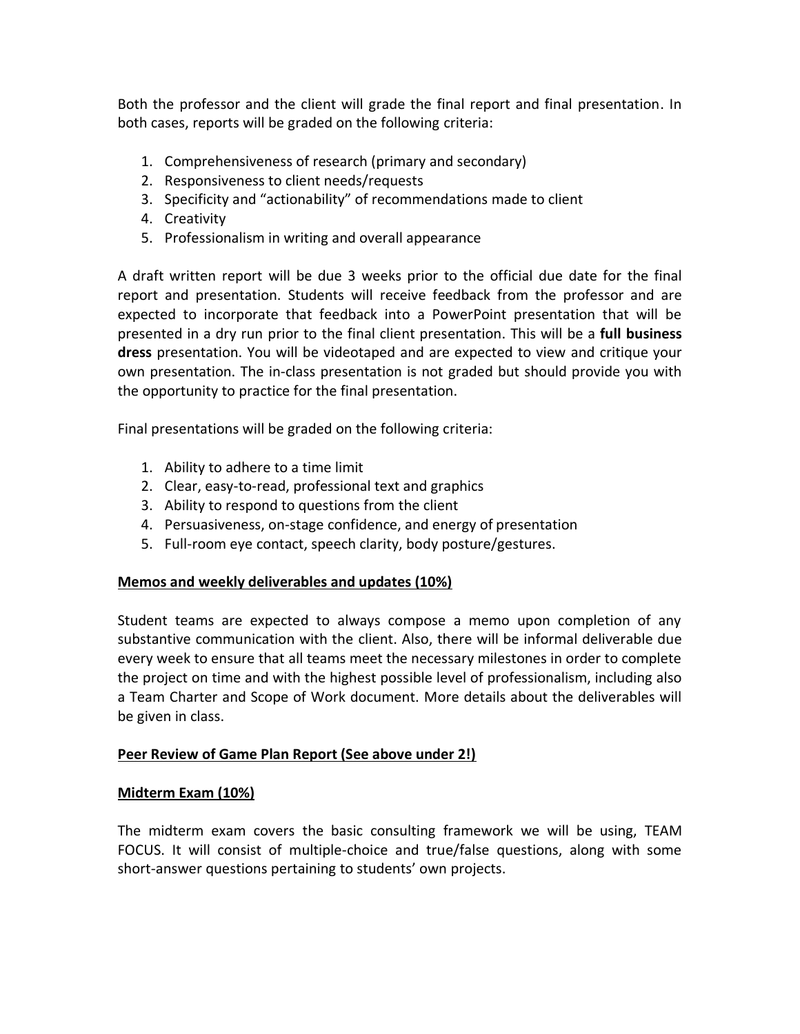Both the professor and the client will grade the final report and final presentation. In both cases, reports will be graded on the following criteria:

1. Comprehensiveness of research (primary and secondary)
2. Responsiveness to client needs/requests
3. Specificity and "actionability" of recommendations made to client
4. Creativity
5. Professionalism in writing and overall appearance

A draft written report will be due 3 weeks prior to the official due date for the final report and presentation. Students will receive feedback from the professor and are expected to incorporate that feedback into a PowerPoint presentation that will be presented in a dry run prior to the final client presentation. This will be a **full business dress** presentation. You will be videotaped and are expected to view and critique your own presentation. The in-class presentation is not graded but should provide you with the opportunity to practice for the final presentation.

Final presentations will be graded on the following criteria:

1. Ability to adhere to a time limit
2. Clear, easy-to-read, professional text and graphics
3. Ability to respond to questions from the client
4. Persuasiveness, on-stage confidence, and energy of presentation
5. Full-room eye contact, speech clarity, body posture/gestures.

**Memos and weekly deliverables and updates (10%)**

Student teams are expected to always compose a memo upon completion of any substantive communication with the client. Also, there will be informal deliverable due every week to ensure that all teams meet the necessary milestones in order to complete the project on time and with the highest possible level of professionalism, including also a Team Charter and Scope of Work document. More details about the deliverables will be given in class.

**Peer Review of Game Plan Report (See above under 2!)**

**Midterm Exam (10%)**

The midterm exam covers the basic consulting framework we will be using, TEAM FOCUS. It will consist of multiple-choice and true/false questions, along with some short-answer questions pertaining to students' own projects.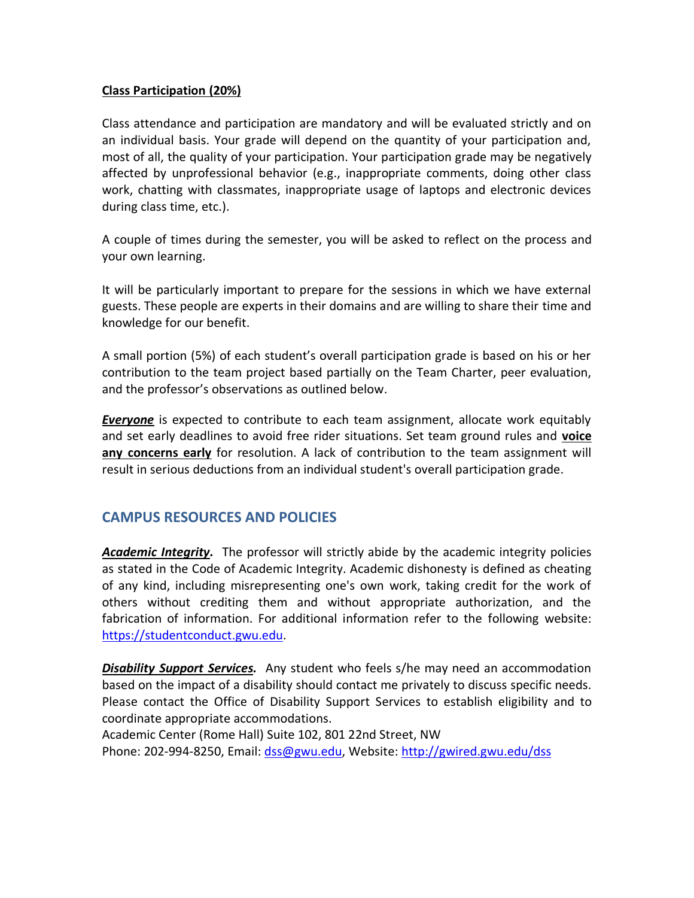**Class Participation (20%)**

Class attendance and participation are mandatory and will be evaluated strictly and on an individual basis. Your grade will depend on the quantity of your participation and, most of all, the quality of your participation. Your participation grade may be negatively affected by unprofessional behavior (e.g., inappropriate comments, doing other class work, chatting with classmates, inappropriate usage of laptops and electronic devices during class time, etc.).

A couple of times during the semester, you will be asked to reflect on the process and your own learning.

It will be particularly important to prepare for the sessions in which we have external guests. These people are experts in their domains and are willing to share their time and knowledge for our benefit.

A small portion (5%) of each student's overall participation grade is based on his or her contribution to the team project based partially on the Team Charter, peer evaluation, and the professor's observations as outlined below.

***Everyone*** is expected to contribute to each team assignment, allocate work equitably and set early deadlines to avoid free rider situations. Set team ground rules and **voice any concerns early** for resolution. A lack of contribution to the team assignment will result in serious deductions from an individual student's overall participation grade.

## CAMPUS RESOURCES AND POLICIES

***Academic Integrity.*** The professor will strictly abide by the academic integrity policies as stated in the Code of Academic Integrity. Academic dishonesty is defined as cheating of any kind, including misrepresenting one's own work, taking credit for the work of others without crediting them and without appropriate authorization, and the fabrication of information. For additional information refer to the following website: https://studentconduct.gwu.edu.

***Disability Support Services.*** Any student who feels s/he may need an accommodation based on the impact of a disability should contact me privately to discuss specific needs. Please contact the Office of Disability Support Services to establish eligibility and to coordinate appropriate accommodations.
Academic Center (Rome Hall) Suite 102, 801 22nd Street, NW
Phone: 202-994-8250, Email: dss@gwu.edu, Website: http://gwired.gwu.edu/dss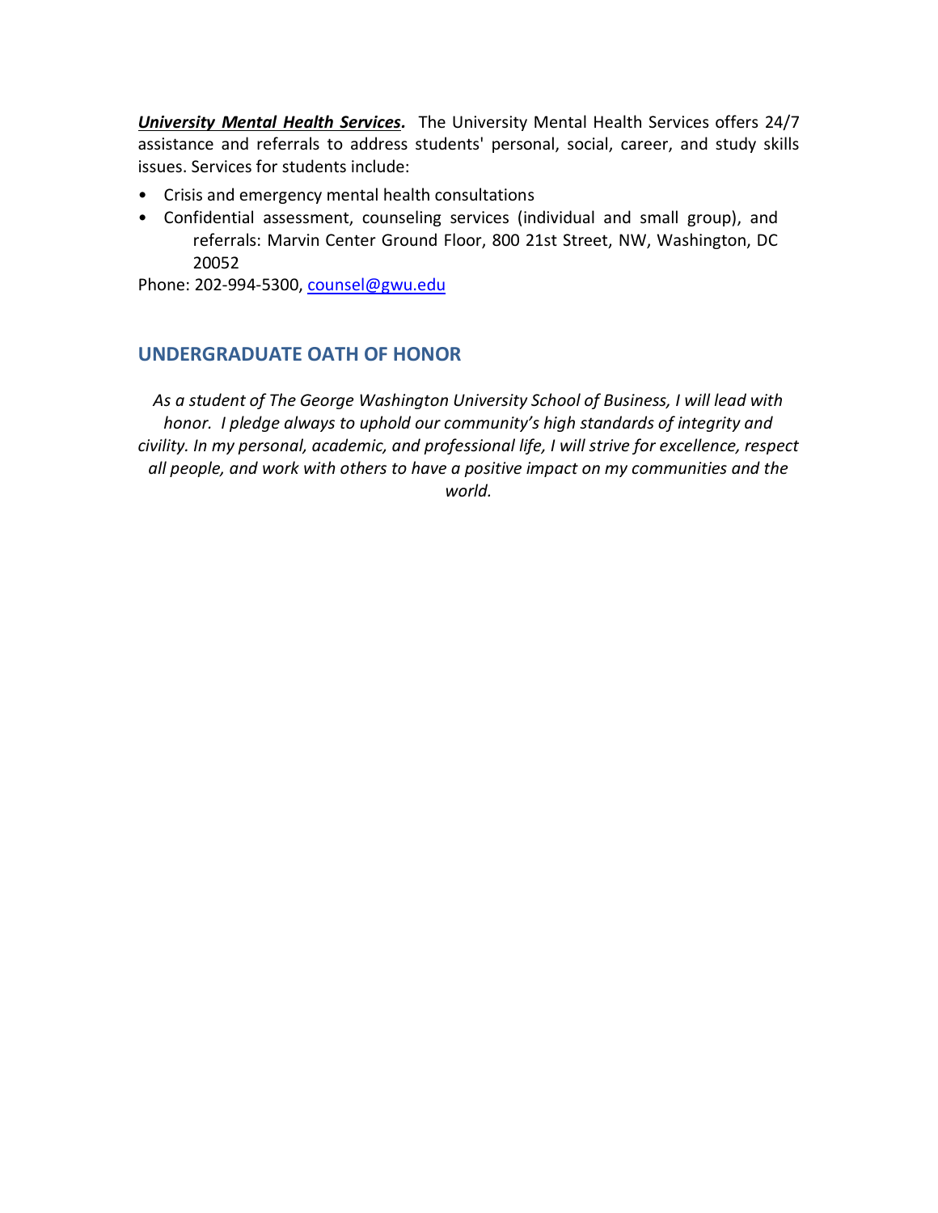***<u>University Mental Health Services</u>.*** The University Mental Health Services offers 24/7 assistance and referrals to address students' personal, social, career, and study skills issues. Services for students include:

- Crisis and emergency mental health consultations
- Confidential assessment, counseling services (individual and small group), and referrals: Marvin Center Ground Floor, 800 21st Street, NW, Washington, DC 20052

Phone: 202-994-5300, counsel@gwu.edu

## UNDERGRADUATE OATH OF HONOR

*As a student of The George Washington University School of Business, I will lead with honor. I pledge always to uphold our community's high standards of integrity and civility. In my personal, academic, and professional life, I will strive for excellence, respect all people, and work with others to have a positive impact on my communities and the world.*